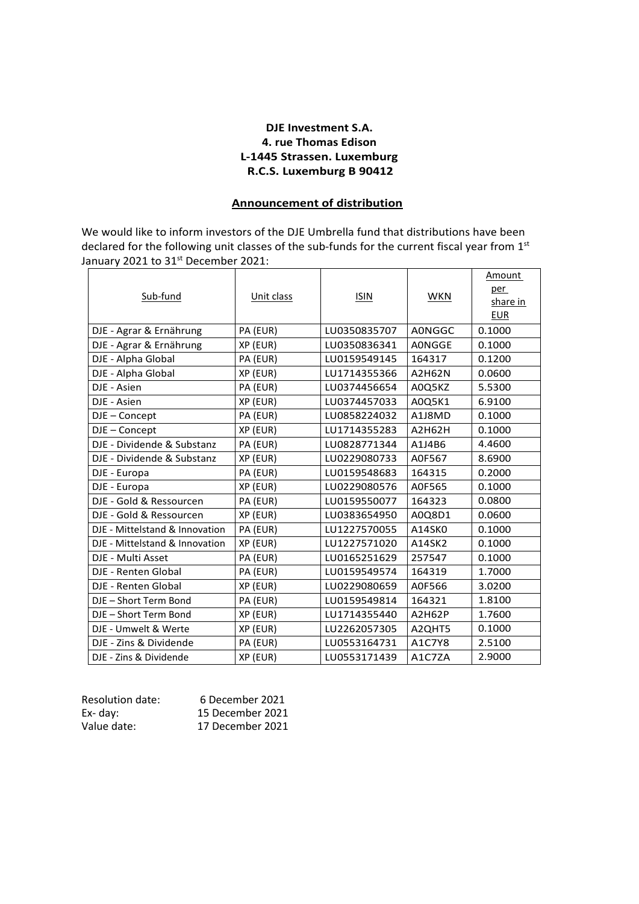**DJE Investment S.A.**
**4. rue Thomas Edison**
**L-1445 Strassen. Luxemburg**
**R.C.S. Luxemburg B 90412**

## Announcement of distribution

We would like to inform investors of the DJE Umbrella fund that distributions have been declared for the following unit classes of the sub-funds for the current fiscal year from 1st January 2021 to 31st December 2021:

| Sub-fund | Unit class | ISIN | WKN | Amount per share in EUR |
|---|---|---|---|---|
| DJE - Agrar & Ernährung | PA (EUR) | LU0350835707 | A0NGGC | 0.1000 |
| DJE - Agrar & Ernährung | XP (EUR) | LU0350836341 | A0NGGE | 0.1000 |
| DJE - Alpha Global | PA (EUR) | LU0159549145 | 164317 | 0.1200 |
| DJE - Alpha Global | XP (EUR) | LU1714355366 | A2H62N | 0.0600 |
| DJE - Asien | PA (EUR) | LU0374456654 | A0Q5KZ | 5.5300 |
| DJE - Asien | XP (EUR) | LU0374457033 | A0Q5K1 | 6.9100 |
| DJE – Concept | PA (EUR) | LU0858224032 | A1J8MD | 0.1000 |
| DJE – Concept | XP (EUR) | LU1714355283 | A2H62H | 0.1000 |
| DJE - Dividende & Substanz | PA (EUR) | LU0828771344 | A1J4B6 | 4.4600 |
| DJE - Dividende & Substanz | XP (EUR) | LU0229080733 | A0F567 | 8.6900 |
| DJE - Europa | PA (EUR) | LU0159548683 | 164315 | 0.2000 |
| DJE - Europa | XP (EUR) | LU0229080576 | A0F565 | 0.1000 |
| DJE - Gold & Ressourcen | PA (EUR) | LU0159550077 | 164323 | 0.0800 |
| DJE - Gold & Ressourcen | XP (EUR) | LU0383654950 | A0Q8D1 | 0.0600 |
| DJE - Mittelstand & Innovation | PA (EUR) | LU1227570055 | A14SK0 | 0.1000 |
| DJE - Mittelstand & Innovation | XP (EUR) | LU1227571020 | A14SK2 | 0.1000 |
| DJE - Multi Asset | PA (EUR) | LU0165251629 | 257547 | 0.1000 |
| DJE - Renten Global | PA (EUR) | LU0159549574 | 164319 | 1.7000 |
| DJE - Renten Global | XP (EUR) | LU0229080659 | A0F566 | 3.0200 |
| DJE – Short Term Bond | PA (EUR) | LU0159549814 | 164321 | 1.8100 |
| DJE – Short Term Bond | XP (EUR) | LU1714355440 | A2H62P | 1.7600 |
| DJE - Umwelt & Werte | XP (EUR) | LU2262057305 | A2QHT5 | 0.1000 |
| DJE - Zins & Dividende | PA (EUR) | LU0553164731 | A1C7Y8 | 2.5100 |
| DJE - Zins & Dividende | XP (EUR) | LU0553171439 | A1C7ZA | 2.9000 |

Resolution date: 6 December 2021
Ex- day: 15 December 2021
Value date: 17 December 2021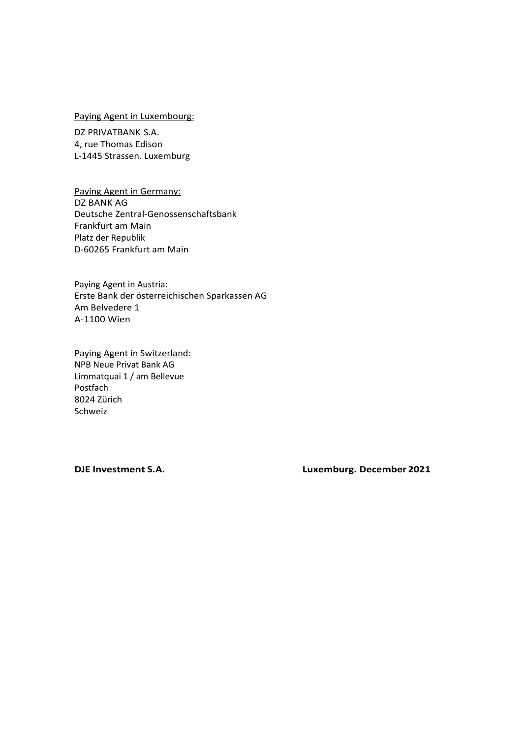Paying Agent in Luxembourg:

DZ PRIVATBANK S.A.
4, rue Thomas Edison
L-1445 Strassen. Luxemburg

Paying Agent in Germany:
DZ BANK AG
Deutsche Zentral-Genossenschaftsbank
Frankfurt am Main
Platz der Republik
D-60265 Frankfurt am Main

Paying Agent in Austria:
Erste Bank der österreichischen Sparkassen AG
Am Belvedere 1
A-1100 Wien

Paying Agent in Switzerland:
NPB Neue Privat Bank AG
Limmatquai 1 / am Bellevue
Postfach
8024 Zürich
Schweiz

**DJE Investment S.A.** **Luxemburg. December 2021**